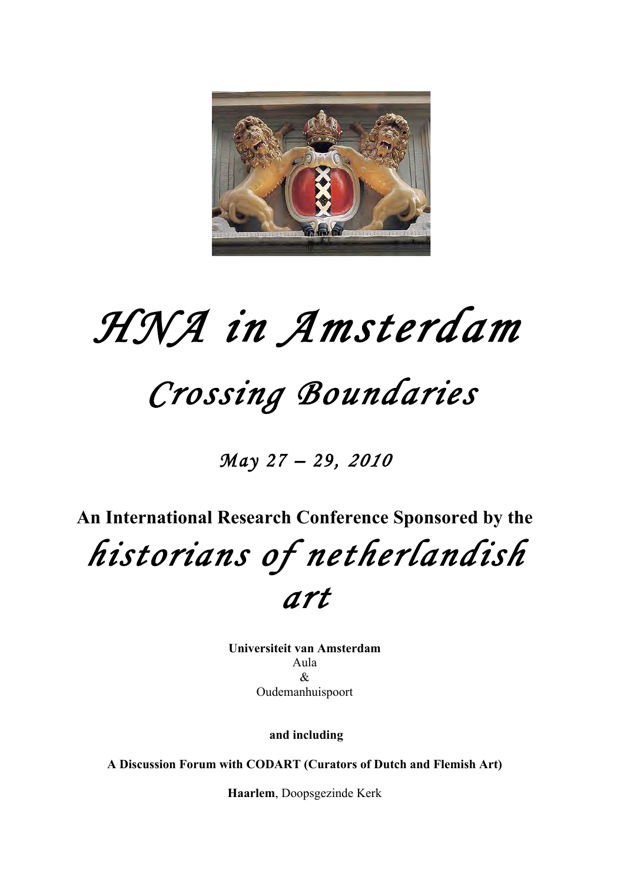# *HNA in Amsterdam*

## *Crossing Boundaries*

*May 27 – 29, 2010*

**An International Research Conference Sponsored by the**

# *historians of netherlandish art*

**Universiteit van Amsterdam**
Aula
&
Oudemanhuispoort

**and including**

**A Discussion Forum with CODART (Curators of Dutch and Flemish Art)**

**Haarlem**, Doopsgezinde Kerk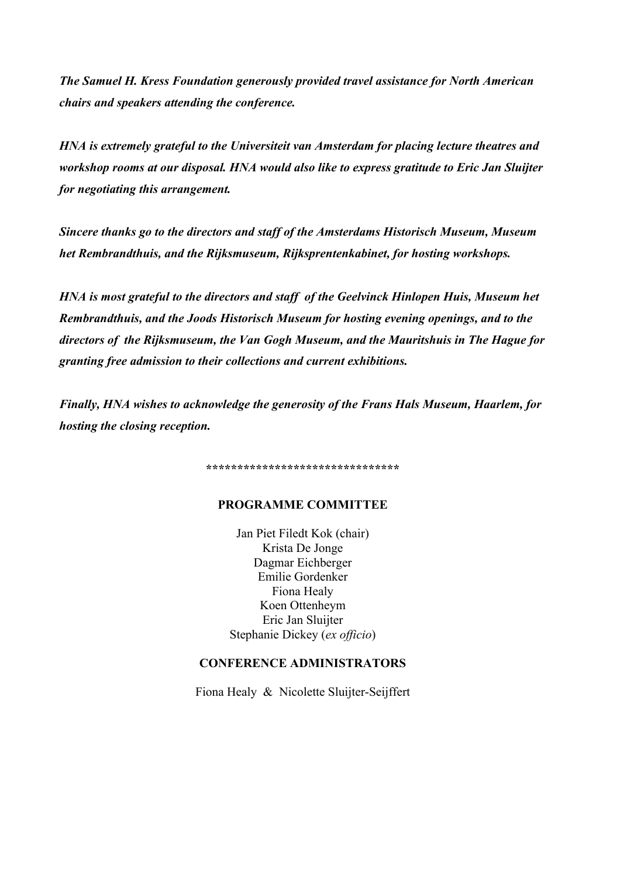***The Samuel H. Kress Foundation generously provided travel assistance for North American chairs and speakers attending the conference.***

***HNA is extremely grateful to the Universiteit van Amsterdam for placing lecture theatres and workshop rooms at our disposal. HNA would also like to express gratitude to Eric Jan Sluijter for negotiating this arrangement.***

***Sincere thanks go to the directors and staff of the Amsterdams Historisch Museum, Museum het Rembrandthuis, and the Rijksmuseum, Rijksprentenkabinet, for hosting workshops.***

***HNA is most grateful to the directors and staff of the Geelvinck Hinlopen Huis, Museum het Rembrandthuis, and the Joods Historisch Museum for hosting evening openings, and to the directors of the Rijksmuseum, the Van Gogh Museum, and the Mauritshuis in The Hague for granting free admission to their collections and current exhibitions.***

***Finally, HNA wishes to acknowledge the generosity of the Frans Hals Museum, Haarlem, for hosting the closing reception.***

*******************************

**PROGRAMME COMMITTEE**

Jan Piet Filedt Kok (chair)
Krista De Jonge
Dagmar Eichberger
Emilie Gordenker
Fiona Healy
Koen Ottenheym
Eric Jan Sluijter
Stephanie Dickey (*ex officio*)

**CONFERENCE ADMINISTRATORS**

Fiona Healy & Nicolette Sluijter-Seijffert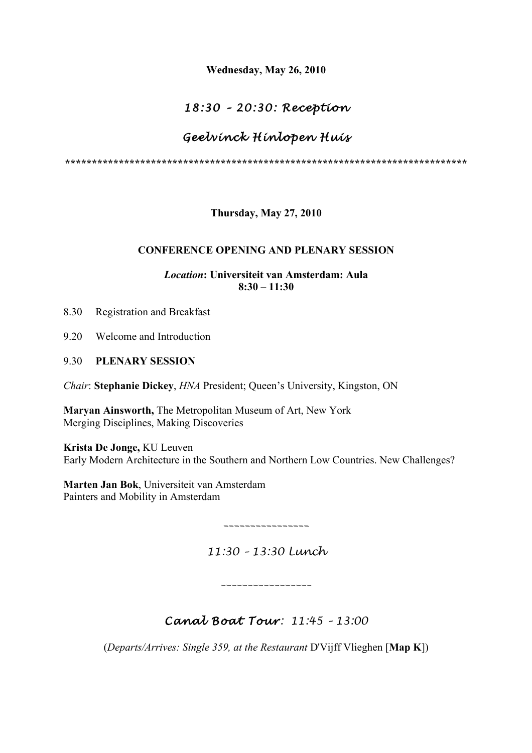**Wednesday, May 26, 2010**

## *18:30 – 20:30: Reception*

## *Geelvinck Hinlopen Huis*

**************************************************************************

**Thursday, May 27, 2010**

**CONFERENCE OPENING AND PLENARY SESSION**

*Location*: **Universiteit van Amsterdam: Aula**
**8:30 – 11:30**

8.30 Registration and Breakfast

9.20 Welcome and Introduction

9.30 **PLENARY SESSION**

*Chair*: **Stephanie Dickey**, *HNA* President; Queen's University, Kingston, ON

**Maryan Ainsworth,** The Metropolitan Museum of Art, New York
Merging Disciplines, Making Discoveries

**Krista De Jonge,** KU Leuven
Early Modern Architecture in the Southern and Northern Low Countries. New Challenges?

**Marten Jan Bok**, Universiteit van Amsterdam
Painters and Mobility in Amsterdam

~~~~~~~~~~~~~~~~

*11:30 – 13:30 Lunch*

~~~~~~~~~~~~~~~~~

## *Canal Boat Tour: 11:45 – 13:00*

(*Departs/Arrives: Single 359, at the Restaurant* D'Vijff Vlieghen [**Map K**])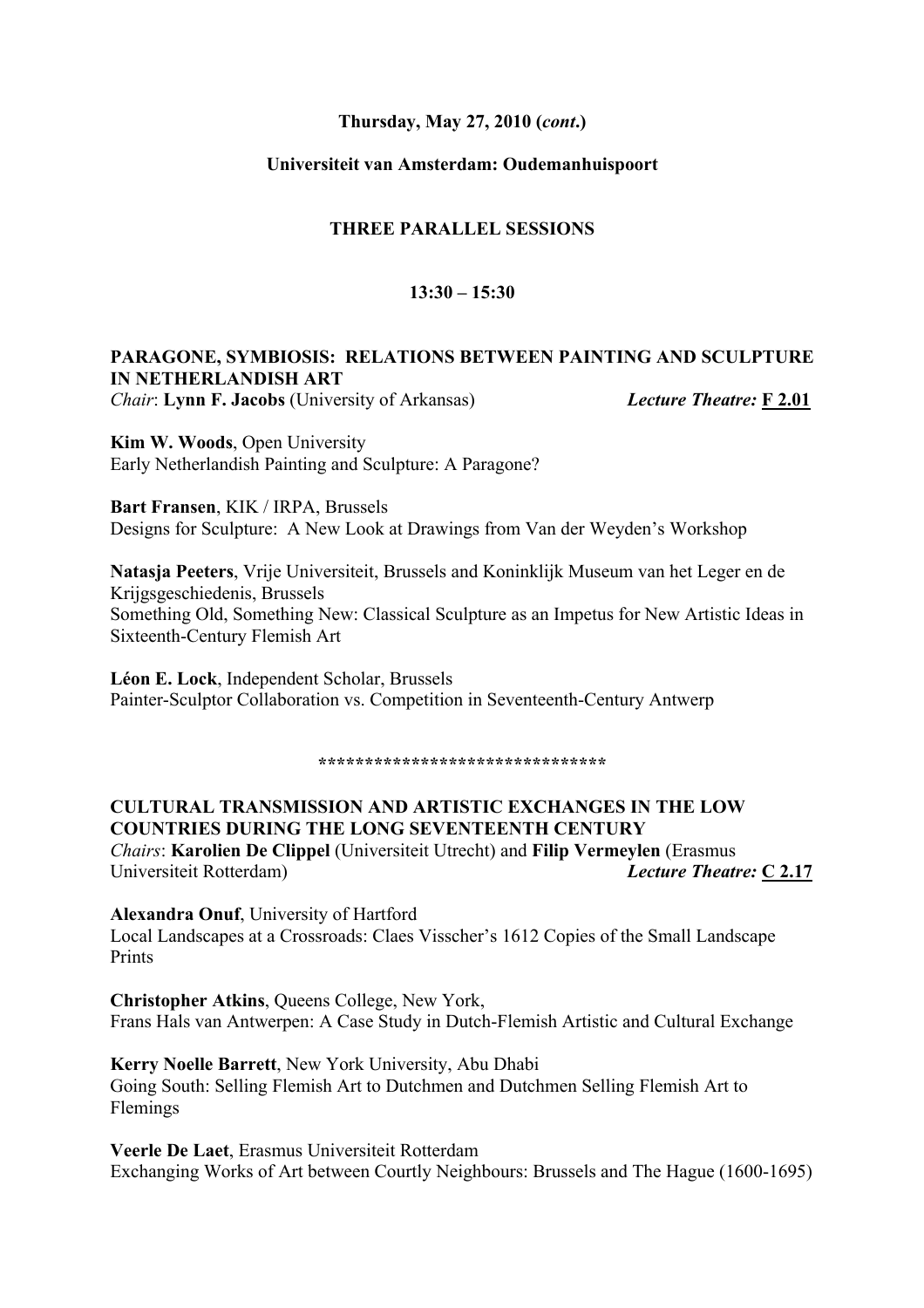**Thursday, May 27, 2010 (*cont*.)**

**Universiteit van Amsterdam: Oudemanhuispoort**

**THREE PARALLEL SESSIONS**

**13:30 – 15:30**

**PARAGONE, SYMBIOSIS: RELATIONS BETWEEN PAINTING AND SCULPTURE IN NETHERLANDISH ART**
*Chair*: **Lynn F. Jacobs** (University of Arkansas) ***Lecture Theatre:*** **F 2.01**

**Kim W. Woods**, Open University
Early Netherlandish Painting and Sculpture: A Paragone?

**Bart Fransen**, KIK / IRPA, Brussels
Designs for Sculpture: A New Look at Drawings from Van der Weyden's Workshop

**Natasja Peeters**, Vrije Universiteit, Brussels and Koninklijk Museum van het Leger en de Krijgsgeschiedenis, Brussels
Something Old, Something New: Classical Sculpture as an Impetus for New Artistic Ideas in Sixteenth-Century Flemish Art

**Léon E. Lock**, Independent Scholar, Brussels
Painter-Sculptor Collaboration vs. Competition in Seventeenth-Century Antwerp

******************************

**CULTURAL TRANSMISSION AND ARTISTIC EXCHANGES IN THE LOW COUNTRIES DURING THE LONG SEVENTEENTH CENTURY**
*Chairs*: **Karolien De Clippel** (Universiteit Utrecht) and **Filip Vermeylen** (Erasmus Universiteit Rotterdam) ***Lecture Theatre:*** **C 2.17**

**Alexandra Onuf**, University of Hartford
Local Landscapes at a Crossroads: Claes Visscher's 1612 Copies of the Small Landscape Prints

**Christopher Atkins**, Queens College, New York,
Frans Hals van Antwerpen: A Case Study in Dutch-Flemish Artistic and Cultural Exchange

**Kerry Noelle Barrett**, New York University, Abu Dhabi
Going South: Selling Flemish Art to Dutchmen and Dutchmen Selling Flemish Art to Flemings

**Veerle De Laet**, Erasmus Universiteit Rotterdam
Exchanging Works of Art between Courtly Neighbours: Brussels and The Hague (1600-1695)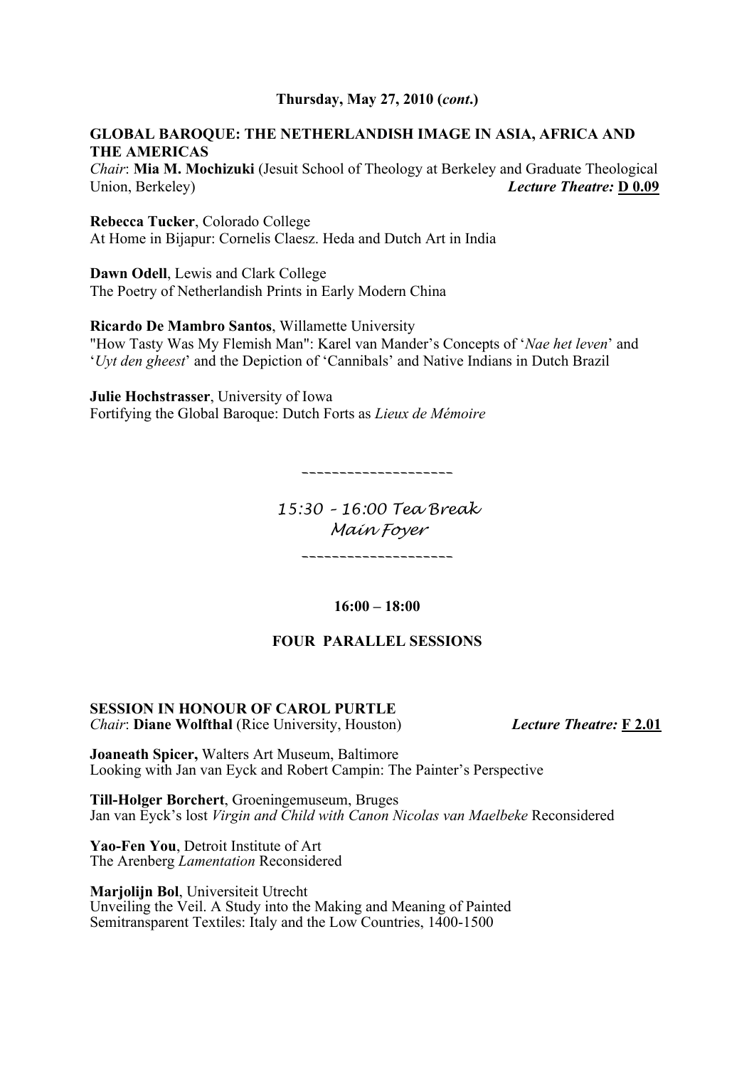**Thursday, May 27, 2010 (*cont*.)**

**GLOBAL BAROQUE: THE NETHERLANDISH IMAGE IN ASIA, AFRICA AND THE AMERICAS**

*Chair*: **Mia M. Mochizuki** (Jesuit School of Theology at Berkeley and Graduate Theological Union, Berkeley) ***Lecture Theatre:*** **D 0.09**

**Rebecca Tucker**, Colorado College
At Home in Bijapur: Cornelis Claesz. Heda and Dutch Art in India

**Dawn Odell**, Lewis and Clark College
The Poetry of Netherlandish Prints in Early Modern China

**Ricardo De Mambro Santos**, Willamette University
"How Tasty Was My Flemish Man": Karel van Mander's Concepts of '*Nae het leven*' and '*Uyt den gheest*' and the Depiction of 'Cannibals' and Native Indians in Dutch Brazil

**Julie Hochstrasser**, University of Iowa
Fortifying the Global Baroque: Dutch Forts as *Lieux de Mémoire*

~~~~~~~~~~~~~~~~~~~~

*15:30 – 16:00 Tea Break*
*Main Foyer*

~~~~~~~~~~~~~~~~~~~~

**16:00 – 18:00**

**FOUR PARALLEL SESSIONS**

**SESSION IN HONOUR OF CAROL PURTLE**

*Chair*: **Diane Wolfthal** (Rice University, Houston) ***Lecture Theatre:*** **F 2.01**

**Joaneath Spicer,** Walters Art Museum, Baltimore
Looking with Jan van Eyck and Robert Campin: The Painter's Perspective

**Till-Holger Borchert**, Groeningemuseum, Bruges
Jan van Eyck's lost *Virgin and Child with Canon Nicolas van Maelbeke* Reconsidered

**Yao-Fen You**, Detroit Institute of Art
The Arenberg *Lamentation* Reconsidered

**Marjolijn Bol**, Universiteit Utrecht
Unveiling the Veil. A Study into the Making and Meaning of Painted Semitransparent Textiles: Italy and the Low Countries, 1400-1500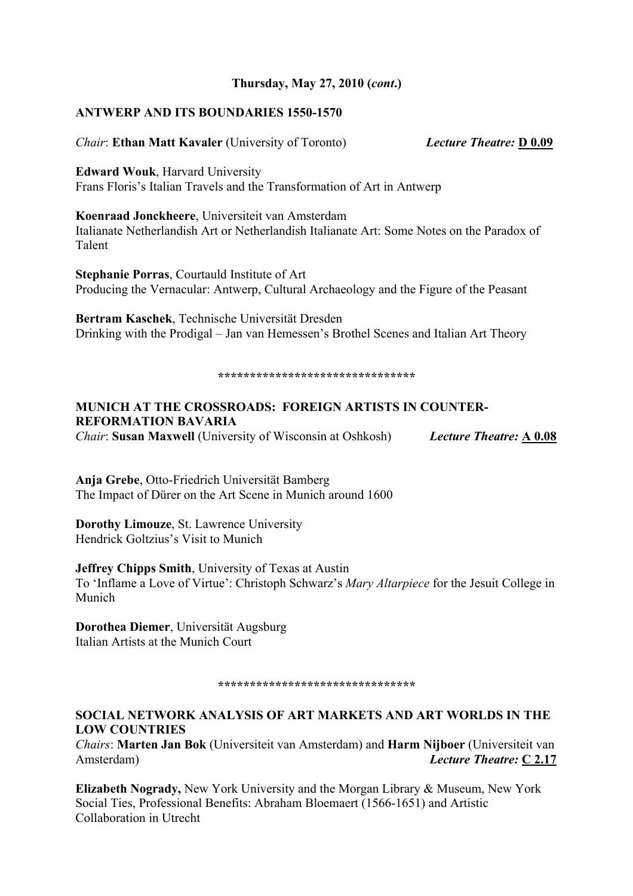**Thursday, May 27, 2010 (*cont*.)**

## ANTWERP AND ITS BOUNDARIES 1550-1570

*Chair*: **Ethan Matt Kavaler** (University of Toronto) *Lecture Theatre:* **D 0.09**

**Edward Wouk**, Harvard University
Frans Floris's Italian Travels and the Transformation of Art in Antwerp

**Koenraad Jonckheere**, Universiteit van Amsterdam
Italianate Netherlandish Art or Netherlandish Italianate Art: Some Notes on the Paradox of Talent

**Stephanie Porras**, Courtauld Institute of Art
Producing the Vernacular: Antwerp, Cultural Archaeology and the Figure of the Peasant

**Bertram Kaschek**, Technische Universität Dresden
Drinking with the Prodigal – Jan van Hemessen's Brothel Scenes and Italian Art Theory

*******************************

## MUNICH AT THE CROSSROADS: FOREIGN ARTISTS IN COUNTER-REFORMATION BAVARIA

*Chair*: **Susan Maxwell** (University of Wisconsin at Oshkosh) *Lecture Theatre:* **A 0.08**

**Anja Grebe**, Otto-Friedrich Universität Bamberg
The Impact of Dürer on the Art Scene in Munich around 1600

**Dorothy Limouze**, St. Lawrence University
Hendrick Goltzius's Visit to Munich

**Jeffrey Chipps Smith**, University of Texas at Austin
To 'Inflame a Love of Virtue': Christoph Schwarz's *Mary Altarpiece* for the Jesuit College in Munich

**Dorothea Diemer**, Universität Augsburg
Italian Artists at the Munich Court

*******************************

## SOCIAL NETWORK ANALYSIS OF ART MARKETS AND ART WORLDS IN THE LOW COUNTRIES

*Chairs*: **Marten Jan Bok** (Universiteit van Amsterdam) and **Harm Nijboer** (Universiteit van Amsterdam) *Lecture Theatre:* **C 2.17**

**Elizabeth Nogrady,** New York University and the Morgan Library & Museum, New York
Social Ties, Professional Benefits: Abraham Bloemaert (1566-1651) and Artistic Collaboration in Utrecht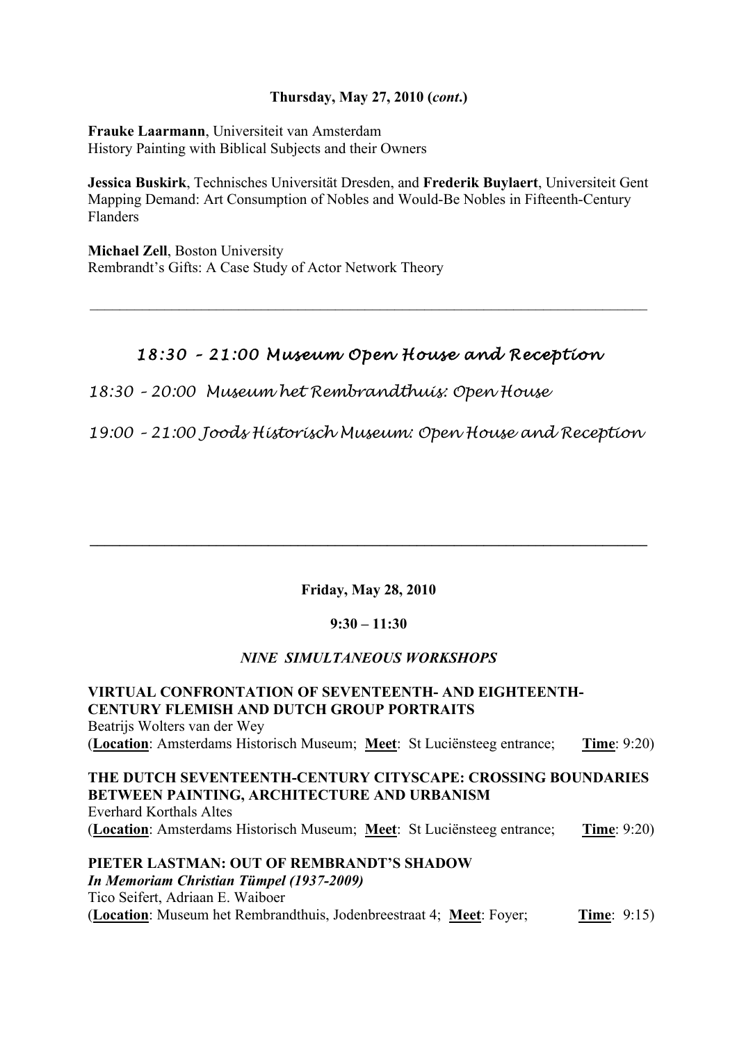**Thursday, May 27, 2010 (*cont*.)**

**Frauke Laarmann**, Universiteit van Amsterdam
History Painting with Biblical Subjects and their Owners

**Jessica Buskirk**, Technisches Universität Dresden, and **Frederik Buylaert**, Universiteit Gent
Mapping Demand: Art Consumption of Nobles and Would-Be Nobles in Fifteenth-Century Flanders

**Michael Zell**, Boston University
Rembrandt's Gifts: A Case Study of Actor Network Theory

---

## *18:30 – 21:00 Museum Open House and Reception*

*18:30 – 20:00 Museum het Rembrandthuis: Open House*

*19:00 – 21:00 Joods Historisch Museum: Open House and Reception*

---

**Friday, May 28, 2010**

**9:30 – 11:30**

***NINE SIMULTANEOUS WORKSHOPS***

**VIRTUAL CONFRONTATION OF SEVENTEENTH- AND EIGHTEENTH-CENTURY FLEMISH AND DUTCH GROUP PORTRAITS**
Beatrijs Wolters van der Wey
(**Location**: Amsterdams Historisch Museum; **Meet**: St Luciënsteeg entrance; **Time**: 9:20)

**THE DUTCH SEVENTEENTH-CENTURY CITYSCAPE: CROSSING BOUNDARIES BETWEEN PAINTING, ARCHITECTURE AND URBANISM**
Everhard Korthals Altes
(**Location**: Amsterdams Historisch Museum; **Meet**: St Luciënsteeg entrance; **Time**: 9:20)

**PIETER LASTMAN: OUT OF REMBRANDT'S SHADOW**
***In Memoriam Christian Tümpel (1937-2009)***
Tico Seifert, Adriaan E. Waiboer
(**Location**: Museum het Rembrandthuis, Jodenbreestraat 4; **Meet**: Foyer; **Time**: 9:15)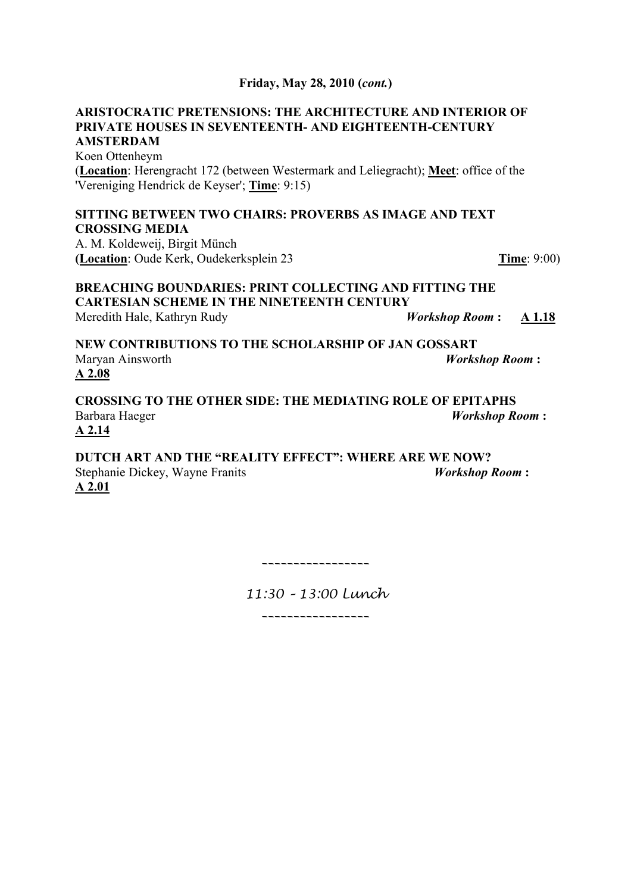**Friday, May 28, 2010 (*cont.*)**

**ARISTOCRATIC PRETENSIONS: THE ARCHITECTURE AND INTERIOR OF PRIVATE HOUSES IN SEVENTEENTH- AND EIGHTEENTH-CENTURY AMSTERDAM**
Koen Ottenheym
(**Location**: Herengracht 172 (between Westermark and Leliegracht); **Meet**: office of the 'Vereniging Hendrick de Keyser'; **Time**: 9:15)

**SITTING BETWEEN TWO CHAIRS: PROVERBS AS IMAGE AND TEXT CROSSING MEDIA**
A. M. Koldeweij, Birgit Münch
**(Location**: Oude Kerk, Oudekerksplein 23 **Time**: 9:00)

**BREACHING BOUNDARIES: PRINT COLLECTING AND FITTING THE CARTESIAN SCHEME IN THE NINETEENTH CENTURY**
Meredith Hale, Kathryn Rudy ***Workshop Room* : A 1.18**

**NEW CONTRIBUTIONS TO THE SCHOLARSHIP OF JAN GOSSART**
Maryan Ainsworth ***Workshop Room* : A 2.08**

**CROSSING TO THE OTHER SIDE: THE MEDIATING ROLE OF EPITAPHS**
Barbara Haeger ***Workshop Room* : A 2.14**

**DUTCH ART AND THE "REALITY EFFECT": WHERE ARE WE NOW?**
Stephanie Dickey, Wayne Franits ***Workshop Room* : A 2.01**

~~~~~~~~~~~~~~~~~~

*11:30 – 13:00 Lunch*

~~~~~~~~~~~~~~~~~~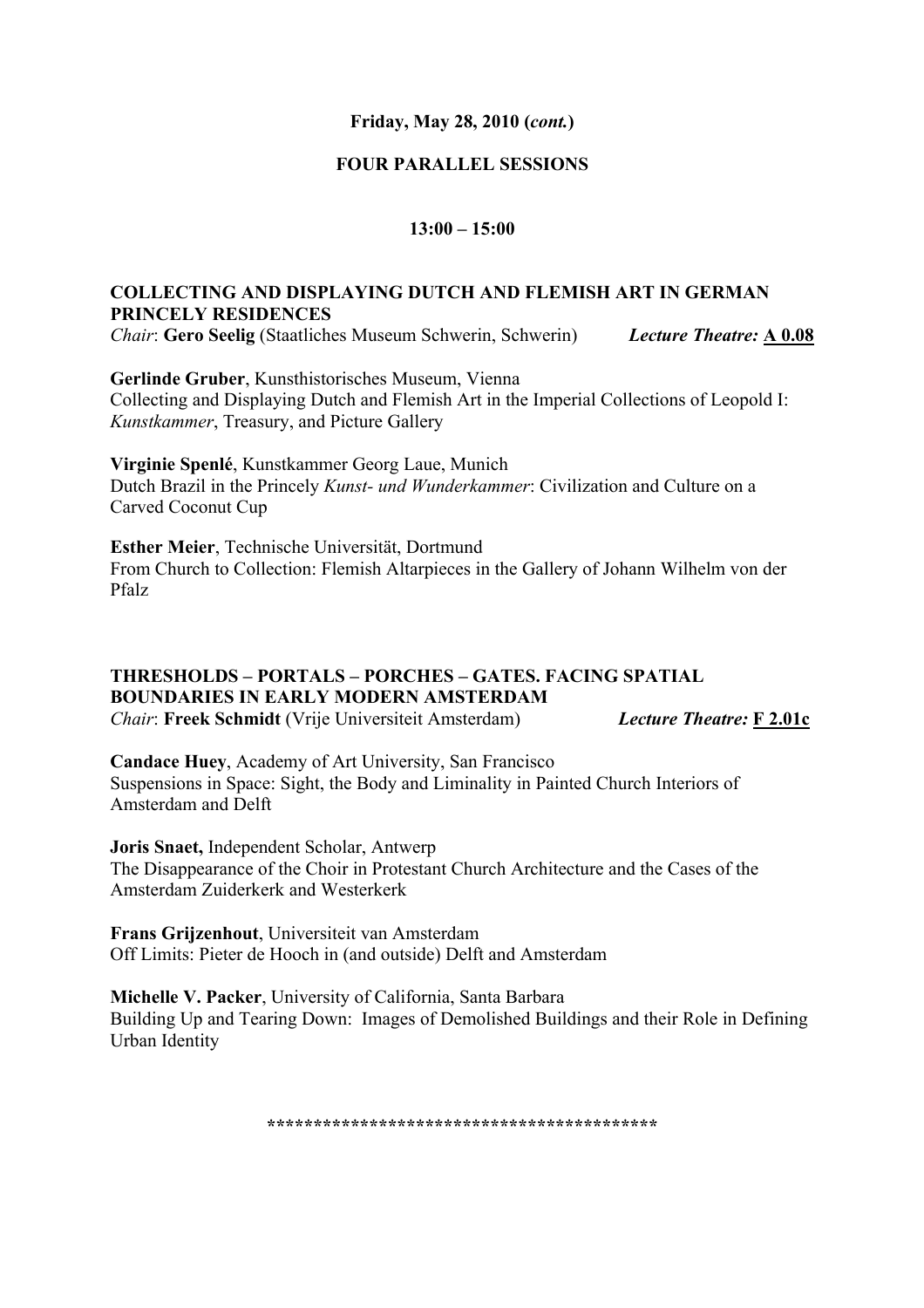**Friday, May 28, 2010 (*cont.*)**

**FOUR PARALLEL SESSIONS**

**13:00 – 15:00**

**COLLECTING AND DISPLAYING DUTCH AND FLEMISH ART IN GERMAN PRINCELY RESIDENCES**
*Chair*: **Gero Seelig** (Staatliches Museum Schwerin, Schwerin) *Lecture Theatre:* **A 0.08**

**Gerlinde Gruber**, Kunsthistorisches Museum, Vienna
Collecting and Displaying Dutch and Flemish Art in the Imperial Collections of Leopold I: *Kunstkammer*, Treasury, and Picture Gallery

**Virginie Spenlé**, Kunstkammer Georg Laue, Munich
Dutch Brazil in the Princely *Kunst- und Wunderkammer*: Civilization and Culture on a Carved Coconut Cup

**Esther Meier**, Technische Universität, Dortmund
From Church to Collection: Flemish Altarpieces in the Gallery of Johann Wilhelm von der Pfalz

**THRESHOLDS – PORTALS – PORCHES – GATES. FACING SPATIAL BOUNDARIES IN EARLY MODERN AMSTERDAM**
*Chair*: **Freek Schmidt** (Vrije Universiteit Amsterdam) *Lecture Theatre:* **F 2.01c**

**Candace Huey**, Academy of Art University, San Francisco
Suspensions in Space: Sight, the Body and Liminality in Painted Church Interiors of Amsterdam and Delft

**Joris Snaet,** Independent Scholar, Antwerp
The Disappearance of the Choir in Protestant Church Architecture and the Cases of the Amsterdam Zuiderkerk and Westerkerk

**Frans Grijzenhout**, Universiteit van Amsterdam
Off Limits: Pieter de Hooch in (and outside) Delft and Amsterdam

**Michelle V. Packer**, University of California, Santa Barbara
Building Up and Tearing Down: Images of Demolished Buildings and their Role in Defining Urban Identity

******************************************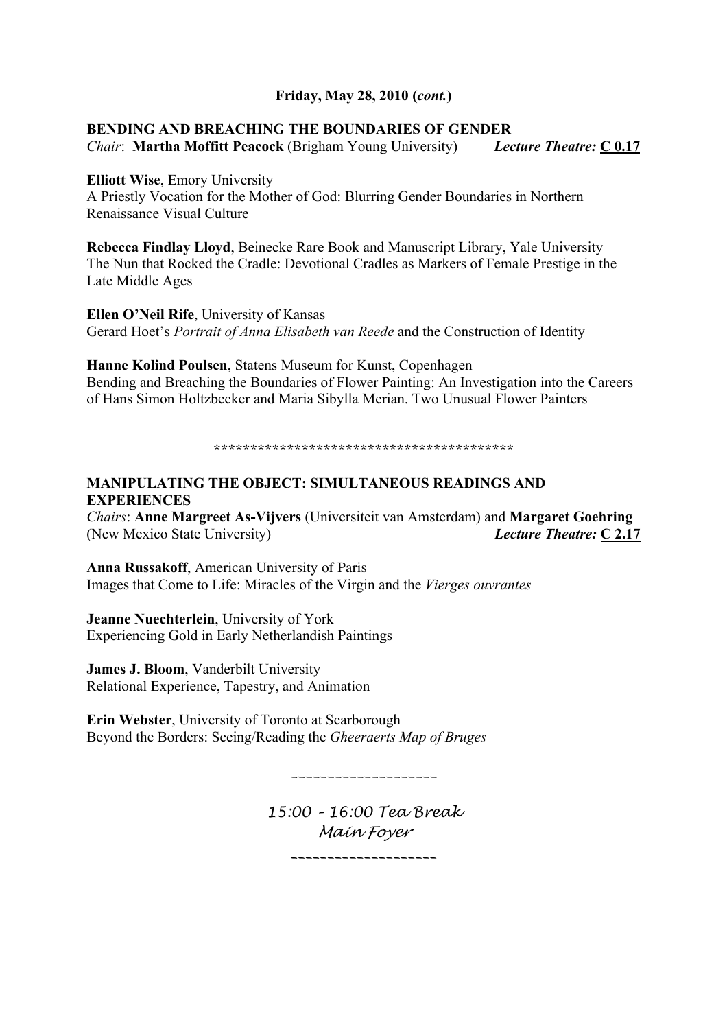**Friday, May 28, 2010 (*cont.*)**

**BENDING AND BREACHING THE BOUNDARIES OF GENDER**
*Chair*: **Martha Moffitt Peacock** (Brigham Young University) ***Lecture Theatre:* C 0.17**

**Elliott Wise**, Emory University
A Priestly Vocation for the Mother of God: Blurring Gender Boundaries in Northern Renaissance Visual Culture

**Rebecca Findlay Lloyd**, Beinecke Rare Book and Manuscript Library, Yale University
The Nun that Rocked the Cradle: Devotional Cradles as Markers of Female Prestige in the Late Middle Ages

**Ellen O'Neil Rife**, University of Kansas
Gerard Hoet's *Portrait of Anna Elisabeth van Reede* and the Construction of Identity

**Hanne Kolind Poulsen**, Statens Museum for Kunst, Copenhagen
Bending and Breaching the Boundaries of Flower Painting: An Investigation into the Careers of Hans Simon Holtzbecker and Maria Sibylla Merian. Two Unusual Flower Painters

*****************************************

**MANIPULATING THE OBJECT: SIMULTANEOUS READINGS AND EXPERIENCES**
*Chairs*: **Anne Margreet As-Vijvers** (Universiteit van Amsterdam) and **Margaret Goehring** (New Mexico State University) ***Lecture Theatre:* C 2.17**

**Anna Russakoff**, American University of Paris
Images that Come to Life: Miracles of the Virgin and the *Vierges ouvrantes*

**Jeanne Nuechterlein**, University of York
Experiencing Gold in Early Netherlandish Paintings

**James J. Bloom**, Vanderbilt University
Relational Experience, Tapestry, and Animation

**Erin Webster**, University of Toronto at Scarborough
Beyond the Borders: Seeing/Reading the *Gheeraerts Map of Bruges*

---

*15:00 – 16:00 Tea Break*
*Main Foyer*

---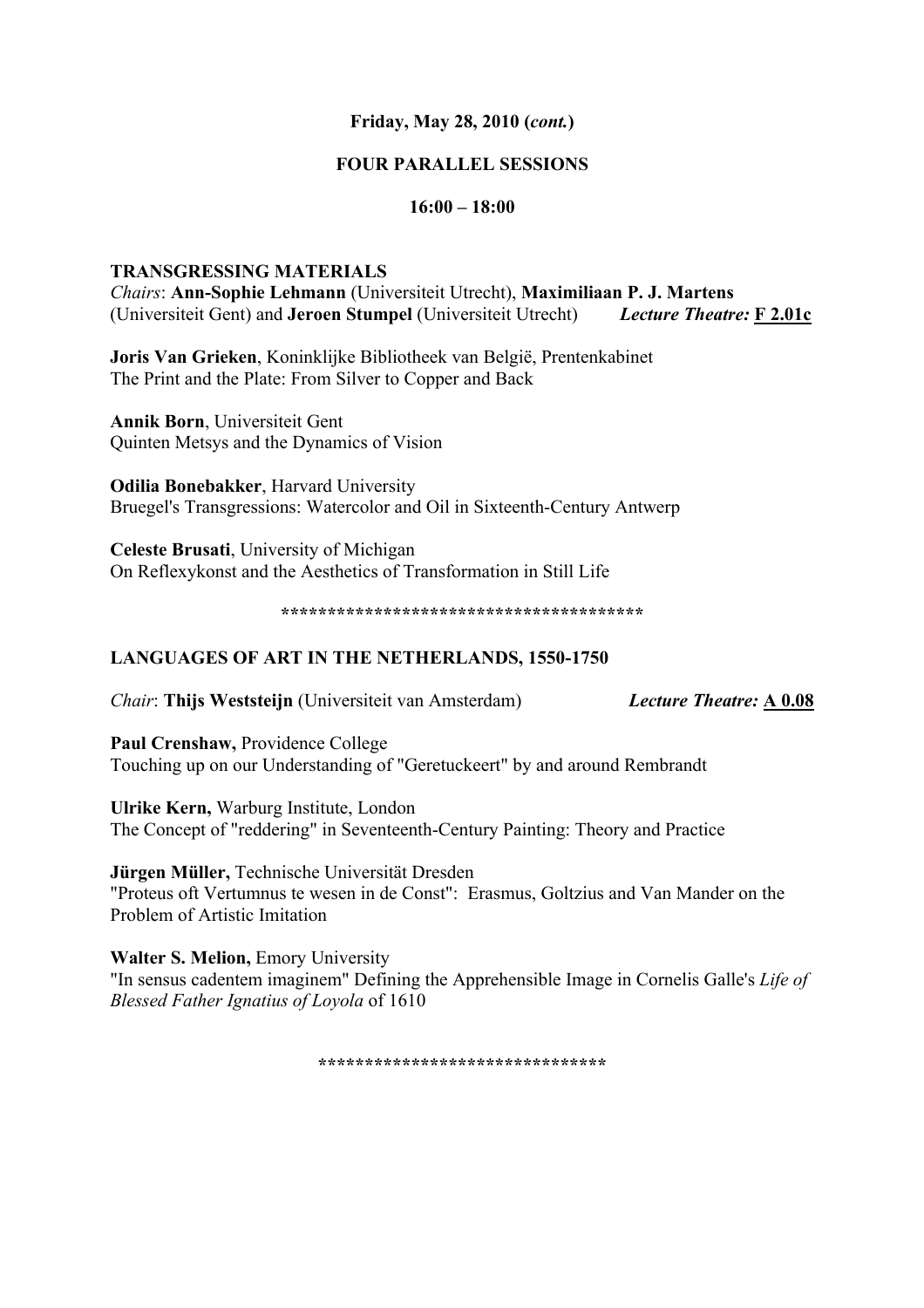**Friday, May 28, 2010 (*cont.*)**

**FOUR PARALLEL SESSIONS**

**16:00 – 18:00**

## TRANSGRESSING MATERIALS

*Chairs*: **Ann-Sophie Lehmann** (Universiteit Utrecht), **Maximiliaan P. J. Martens** (Universiteit Gent) and **Jeroen Stumpel** (Universiteit Utrecht) ***Lecture Theatre:*** **F 2.01c**

**Joris Van Grieken**, Koninklijke Bibliotheek van België, Prentenkabinet
The Print and the Plate: From Silver to Copper and Back

**Annik Born**, Universiteit Gent
Quinten Metsys and the Dynamics of Vision

**Odilia Bonebakker**, Harvard University
Bruegel's Transgressions: Watercolor and Oil in Sixteenth-Century Antwerp

**Celeste Brusati**, University of Michigan
On Reflexykonst and the Aesthetics of Transformation in Still Life

****************************************

## LANGUAGES OF ART IN THE NETHERLANDS, 1550-1750

*Chair*: **Thijs Weststeijn** (Universiteit van Amsterdam) ***Lecture Theatre:*** **A 0.08**

**Paul Crenshaw,** Providence College
Touching up on our Understanding of "Geretuckeert" by and around Rembrandt

**Ulrike Kern,** Warburg Institute, London
The Concept of "reddering" in Seventeenth-Century Painting: Theory and Practice

**Jürgen Müller,** Technische Universität Dresden
"Proteus oft Vertumnus te wesen in de Const": Erasmus, Goltzius and Van Mander on the Problem of Artistic Imitation

**Walter S. Melion,** Emory University
"In sensus cadentem imaginem" Defining the Apprehensible Image in Cornelis Galle's *Life of Blessed Father Ignatius of Loyola* of 1610

*******************************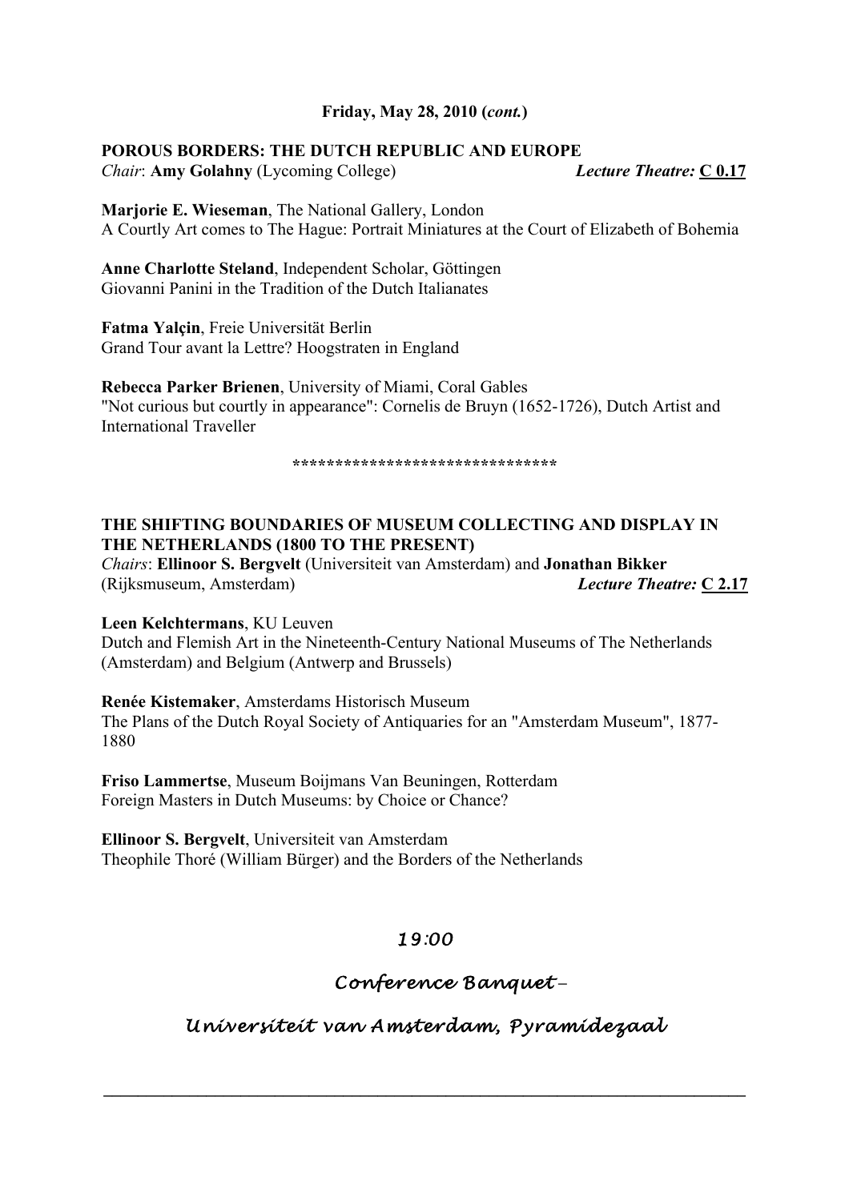**Friday, May 28, 2010 (*cont.*)**

**POROUS BORDERS: THE DUTCH REPUBLIC AND EUROPE**

*Chair*: **Amy Golahny** (Lycoming College) ***Lecture Theatre:* C 0.17**

**Marjorie E. Wieseman**, The National Gallery, London
A Courtly Art comes to The Hague: Portrait Miniatures at the Court of Elizabeth of Bohemia

**Anne Charlotte Steland**, Independent Scholar, Göttingen
Giovanni Panini in the Tradition of the Dutch Italianates

**Fatma Yalçin**, Freie Universität Berlin
Grand Tour avant la Lettre? Hoogstraten in England

**Rebecca Parker Brienen**, University of Miami, Coral Gables
"Not curious but courtly in appearance": Cornelis de Bruyn (1652-1726), Dutch Artist and International Traveller

******************************

**THE SHIFTING BOUNDARIES OF MUSEUM COLLECTING AND DISPLAY IN THE NETHERLANDS (1800 TO THE PRESENT)**

*Chairs*: **Ellinoor S. Bergvelt** (Universiteit van Amsterdam) and **Jonathan Bikker** (Rijksmuseum, Amsterdam) ***Lecture Theatre:* C 2.17**

**Leen Kelchtermans**, KU Leuven
Dutch and Flemish Art in the Nineteenth-Century National Museums of The Netherlands (Amsterdam) and Belgium (Antwerp and Brussels)

**Renée Kistemaker**, Amsterdams Historisch Museum
The Plans of the Dutch Royal Society of Antiquaries for an "Amsterdam Museum", 1877-1880

**Friso Lammertse**, Museum Boijmans Van Beuningen, Rotterdam
Foreign Masters in Dutch Museums: by Choice or Chance?

**Ellinoor S. Bergvelt**, Universiteit van Amsterdam
Theophile Thoré (William Bürger) and the Borders of the Netherlands

*19:00*

*Conference Banquet –*

*Universiteit van Amsterdam, Pyramidezaal*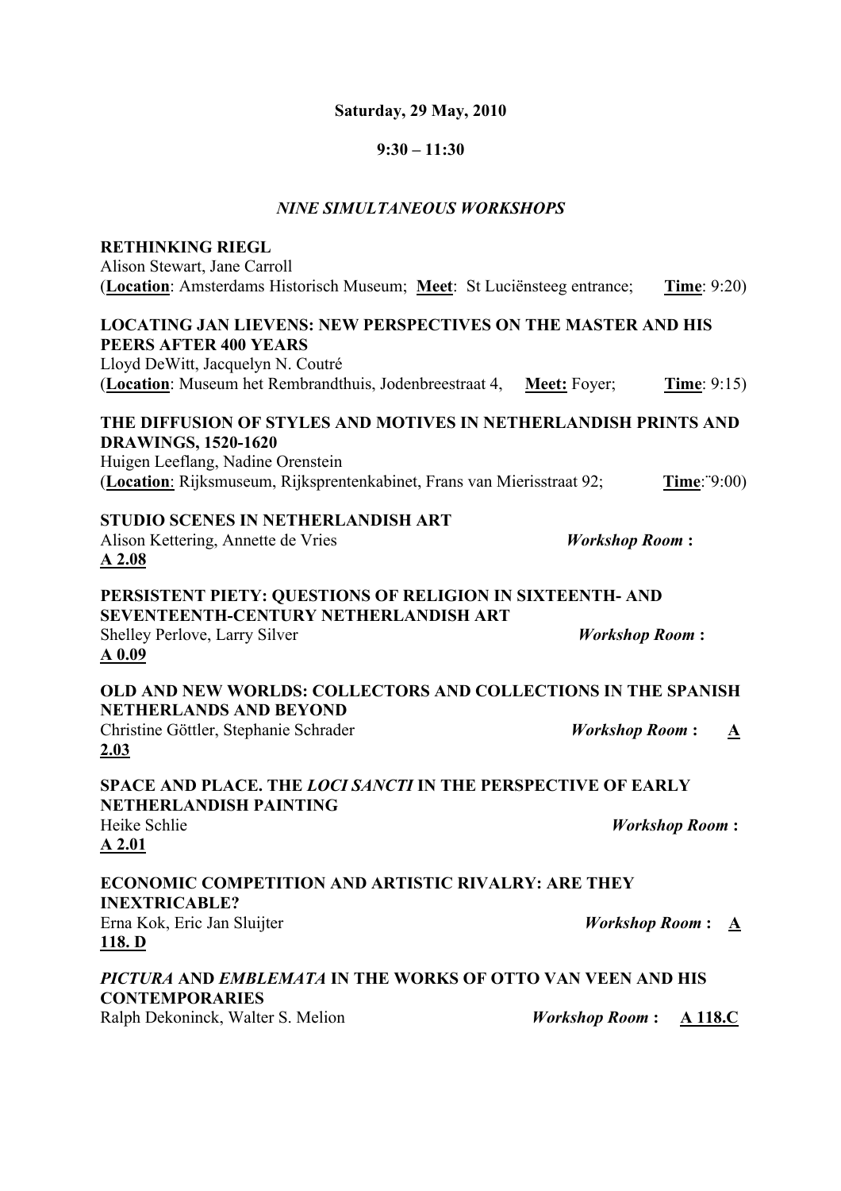**Saturday, 29 May, 2010**

**9:30 – 11:30**

***NINE SIMULTANEOUS WORKSHOPS***

**RETHINKING RIEGL**
Alison Stewart, Jane Carroll
(**Location**: Amsterdams Historisch Museum; **Meet**: St Luciënsteeg entrance; **Time**: 9:20)

**LOCATING JAN LIEVENS: NEW PERSPECTIVES ON THE MASTER AND HIS PEERS AFTER 400 YEARS**
Lloyd DeWitt, Jacquelyn N. Coutré
(**Location**: Museum het Rembrandthuis, Jodenbreestraat 4, **Meet:** Foyer; **Time**: 9:15)

**THE DIFFUSION OF STYLES AND MOTIVES IN NETHERLANDISH PRINTS AND DRAWINGS, 1520-1620**
Huigen Leeflang, Nadine Orenstein
(**Location**: Rijksmuseum, Rijksprentenkabinet, Frans van Mierisstraat 92; **Time**:¨9:00)

**STUDIO SCENES IN NETHERLANDISH ART**
Alison Kettering, Annette de Vries ***Workshop Room* : A 2.08**

**PERSISTENT PIETY: QUESTIONS OF RELIGION IN SIXTEENTH- AND SEVENTEENTH-CENTURY NETHERLANDISH ART**
Shelley Perlove, Larry Silver ***Workshop Room* : A 0.09**

**OLD AND NEW WORLDS: COLLECTORS AND COLLECTIONS IN THE SPANISH NETHERLANDS AND BEYOND**
Christine Göttler, Stephanie Schrader ***Workshop Room* : A 2.03**

**SPACE AND PLACE. THE *LOCI SANCTI* IN THE PERSPECTIVE OF EARLY NETHERLANDISH PAINTING**
Heike Schlie ***Workshop Room* : A 2.01**

**ECONOMIC COMPETITION AND ARTISTIC RIVALRY: ARE THEY INEXTRICABLE?**
Erna Kok, Eric Jan Sluijter ***Workshop Room* : A 118. D**

***PICTURA* AND *EMBLEMATA* IN THE WORKS OF OTTO VAN VEEN AND HIS CONTEMPORARIES**
Ralph Dekoninck, Walter S. Melion ***Workshop Room* : A 118.C**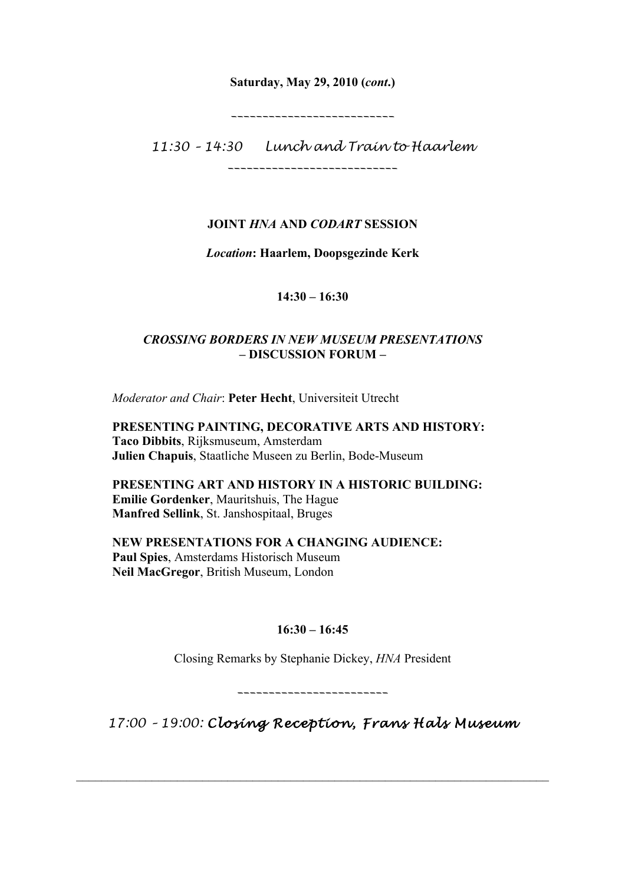**Saturday, May 29, 2010 (*cont*.)**

---

*11:30 – 14:30 Lunch and Train to Haarlem*

---

**JOINT *HNA* AND *CODART* SESSION**

***Location*: Haarlem, Doopsgezinde Kerk**

**14:30 – 16:30**

***CROSSING BORDERS IN NEW MUSEUM PRESENTATIONS***
**– DISCUSSION FORUM –**

*Moderator and Chair*: **Peter Hecht**, Universiteit Utrecht

**PRESENTING PAINTING, DECORATIVE ARTS AND HISTORY:**
**Taco Dibbits**, Rijksmuseum, Amsterdam
**Julien Chapuis**, Staatliche Museen zu Berlin, Bode-Museum

**PRESENTING ART AND HISTORY IN A HISTORIC BUILDING:**
**Emilie Gordenker**, Mauritshuis, The Hague
**Manfred Sellink**, St. Janshospitaal, Bruges

**NEW PRESENTATIONS FOR A CHANGING AUDIENCE:**
**Paul Spies**, Amsterdams Historisch Museum
**Neil MacGregor**, British Museum, London

**16:30 – 16:45**

Closing Remarks by Stephanie Dickey, *HNA* President

---

*17:00 – 19:00:* ***Closing Reception, Frans Hals Museum***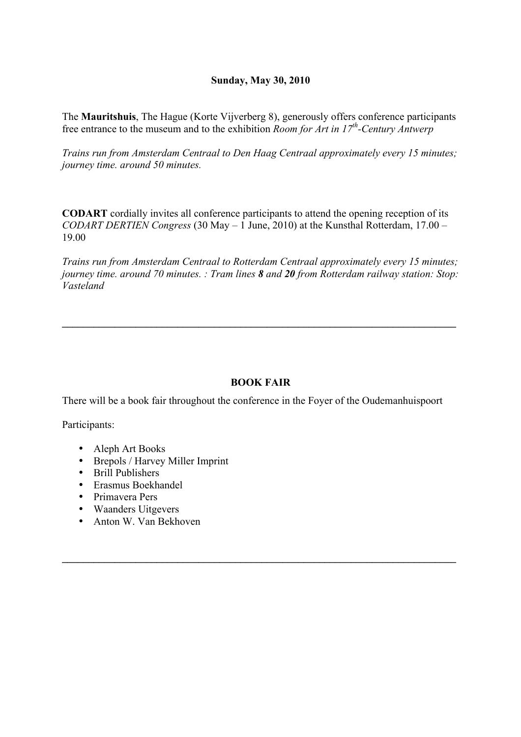**Sunday, May 30, 2010**

The **Mauritshuis**, The Hague (Korte Vijverberg 8), generously offers conference participants free entrance to the museum and to the exhibition *Room for Art in 17th-Century Antwerp*

*Trains run from Amsterdam Centraal to Den Haag Centraal approximately every 15 minutes; journey time. around 50 minutes.*

**CODART** cordially invites all conference participants to attend the opening reception of its *CODART DERTIEN Congress* (30 May – 1 June, 2010) at the Kunsthal Rotterdam, 17.00 – 19.00

*Trains run from Amsterdam Centraal to Rotterdam Centraal approximately every 15 minutes; journey time. around 70 minutes. : Tram lines **8** and **20** from Rotterdam railway station: Stop: Vasteland*

---

**BOOK FAIR**

There will be a book fair throughout the conference in the Foyer of the Oudemanhuispoort

Participants:

- Aleph Art Books
- Brepols / Harvey Miller Imprint
- Brill Publishers
- Erasmus Boekhandel
- Primavera Pers
- Waanders Uitgevers
- Anton W. Van Bekhoven

---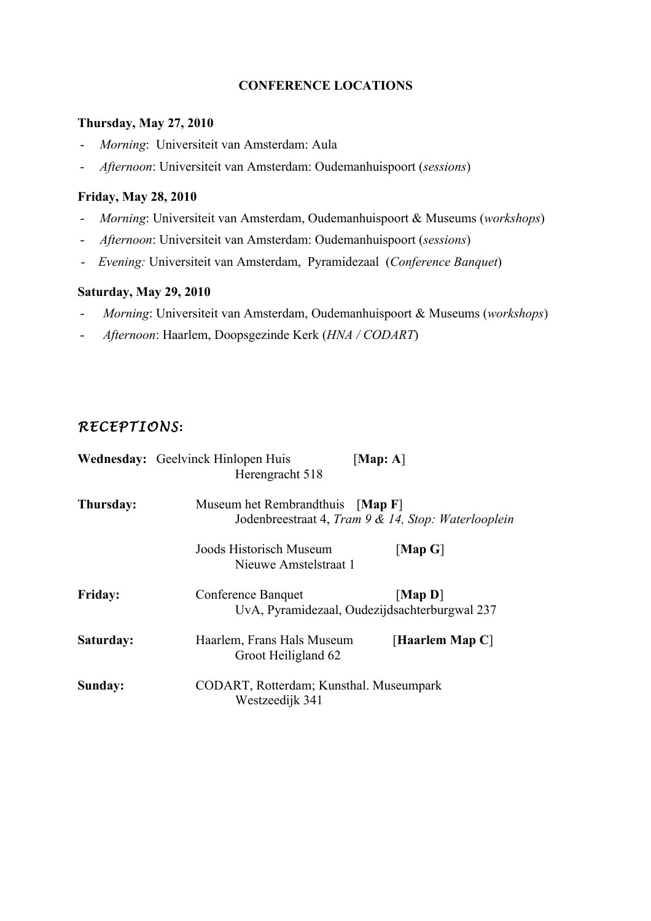## CONFERENCE LOCATIONS

**Thursday, May 27, 2010**

- *Morning*: Universiteit van Amsterdam: Aula
- *Afternoon*: Universiteit van Amsterdam: Oudemanhuispoort (*sessions*)

**Friday, May 28, 2010**

- *Morning*: Universiteit van Amsterdam, Oudemanhuispoort & Museums (*workshops*)
- *Afternoon*: Universiteit van Amsterdam: Oudemanhuispoort (*sessions*)
- *Evening:* Universiteit van Amsterdam, Pyramidezaal (*Conference Banquet*)

**Saturday, May 29, 2010**

- *Morning*: Universiteit van Amsterdam, Oudemanhuispoort & Museums (*workshops*)
- *Afternoon*: Haarlem, Doopsgezinde Kerk (*HNA / CODART*)

## *RECEPTIONS*:

**Wednesday:** Geelvinck Hinlopen Huis [**Map: A**]
Herengracht 518

**Thursday:** Museum het Rembrandthuis [**Map F**]
Jodenbreestraat 4, *Tram 9 & 14, Stop: Waterlooplein*

Joods Historisch Museum [**Map G**]
Nieuwe Amstelstraat 1

**Friday:** Conference Banquet [**Map D**]
UvA, Pyramidezaal, Oudezijdsachterburgwal 237

**Saturday:** Haarlem, Frans Hals Museum [**Haarlem Map C**]
Groot Heiligland 62

**Sunday:** CODART, Rotterdam; Kunsthal. Museumpark
Westzeedijk 341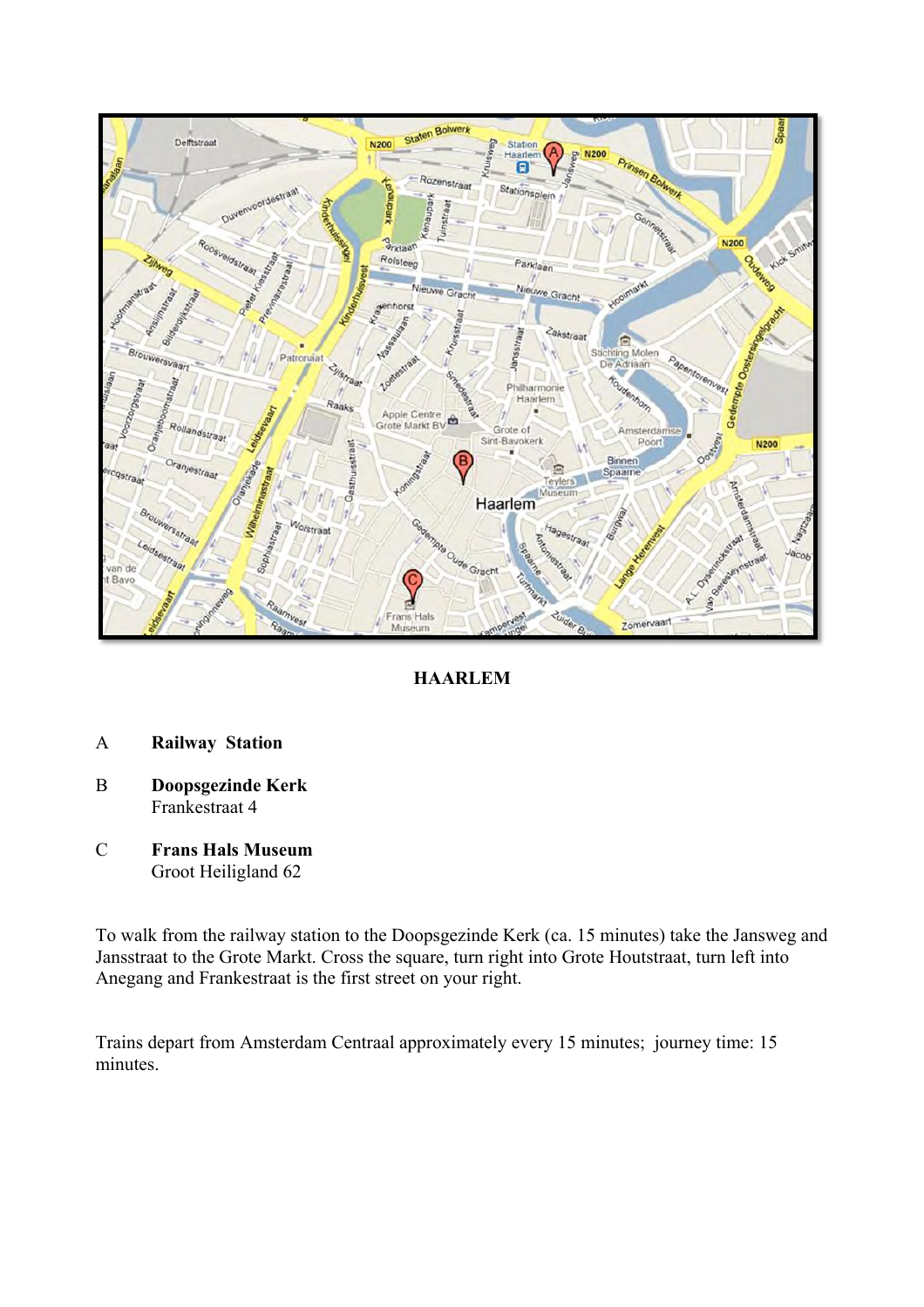**HAARLEM**

A **Railway Station**

B **Doopsgezinde Kerk**
Frankestraat 4

C **Frans Hals Museum**
Groot Heiligland 62

To walk from the railway station to the Doopsgezinde Kerk (ca. 15 minutes) take the Jansweg and Jansstraat to the Grote Markt. Cross the square, turn right into Grote Houtstraat, turn left into Anegang and Frankestraat is the first street on your right.

Trains depart from Amsterdam Centraal approximately every 15 minutes; journey time: 15 minutes.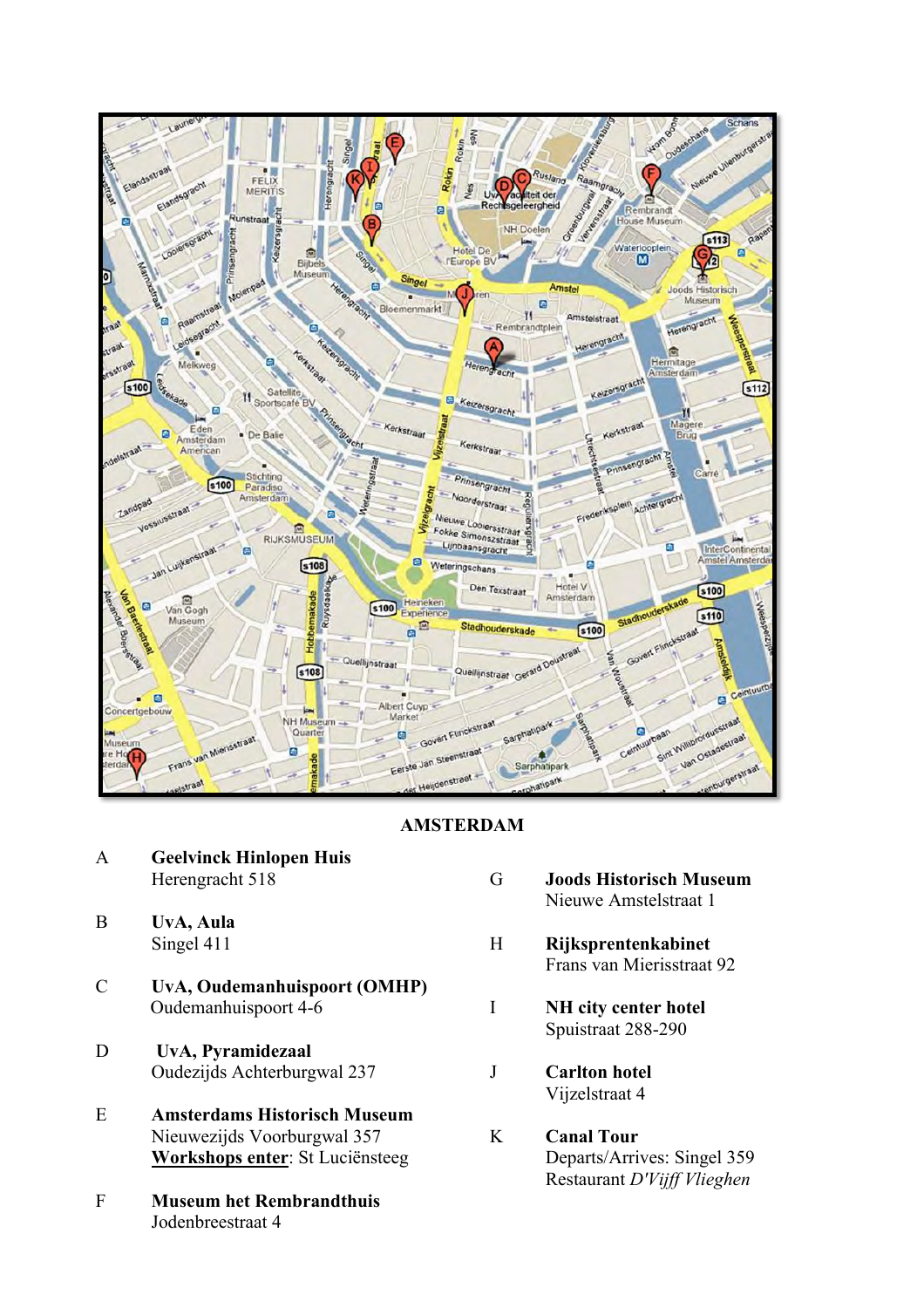## AMSTERDAM

A **Geelvinck Hinlopen Huis**
Herengracht 518

B **UvA, Aula**
Singel 411

C **UvA, Oudemanhuispoort (OMHP)**
Oudemanhuispoort 4-6

D **UvA, Pyramidezaal**
Oudezijds Achterburgwal 237

E **Amsterdams Historisch Museum**
Nieuwezijds Voorburgwal 357
**Workshops enter**: St Luciënsteeg

F **Museum het Rembrandthuis**
Jodenbreestraat 4

G **Joods Historisch Museum**
Nieuwe Amstelstraat 1

H **Rijksprentenkabinet**
Frans van Mierisstraat 92

I **NH city center hotel**
Spuistraat 288-290

J **Carlton hotel**
Vijzelstraat 4

K **Canal Tour**
Departs/Arrives: Singel 359
Restaurant *D'Vijff Vlieghen*